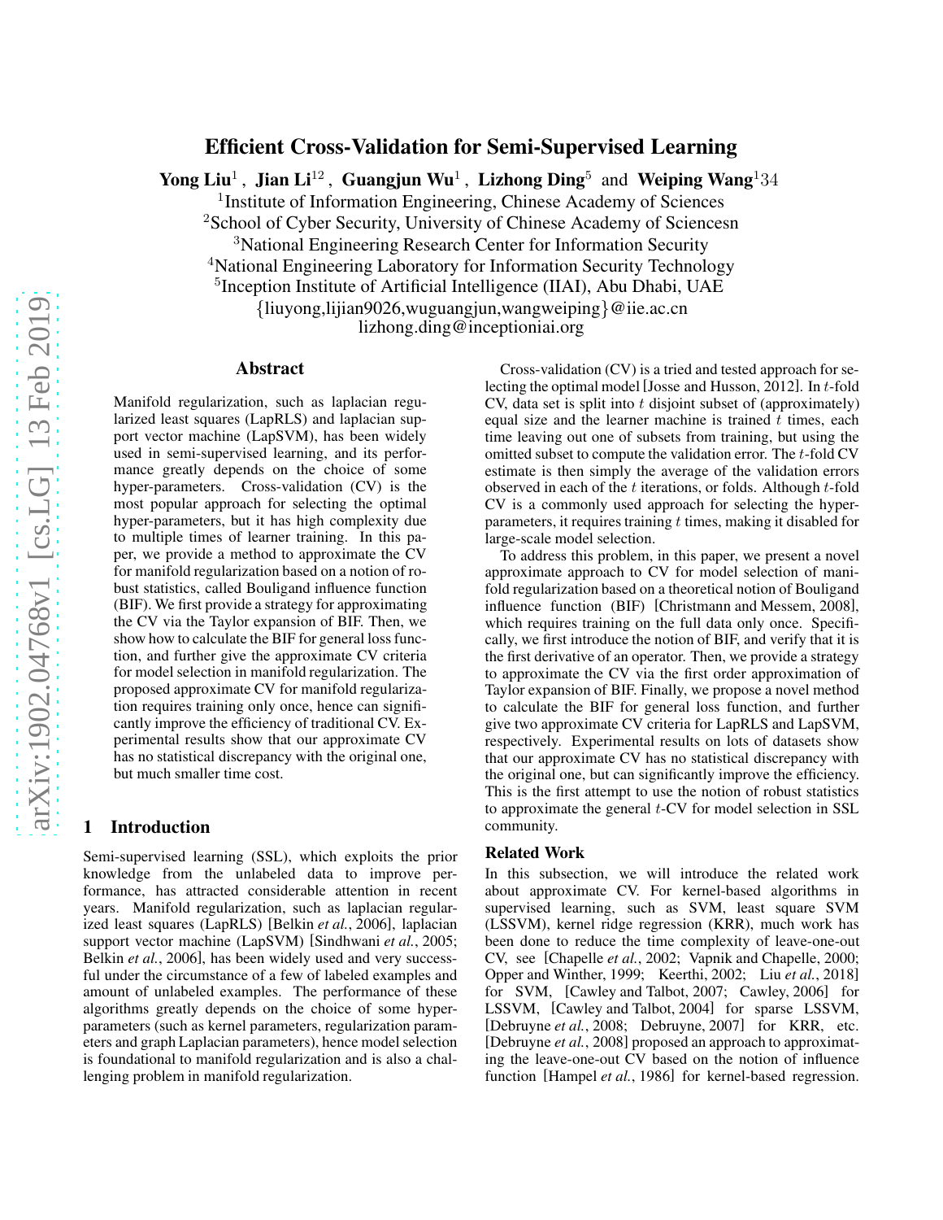# Efficient Cross-Validation for Semi-Supervised Learning

**Yong Liu**[1] , **Jian Li**[12] , **Guangjun Wu**[1] , **Lizhong Ding**[5] and **Weiping Wang**[134]

[1]Institute of Information Engineering, Chinese Academy of Sciences
[2]School of Cyber Security, University of Chinese Academy of Sciencesn
[3]National Engineering Research Center for Information Security
[4]National Engineering Laboratory for Information Security Technology
[5]Inception Institute of Artificial Intelligence (IIAI), Abu Dhabi, UAE
{liuyong,lijian9026,wuguangjun,wangweiping}@iie.ac.cn
lizhong.ding@inceptioniai.org

## Abstract

Manifold regularization, such as laplacian regularized least squares (LapRLS) and laplacian support vector machine (LapSVM), has been widely used in semi-supervised learning, and its performance greatly depends on the choice of some hyper-parameters. Cross-validation (CV) is the most popular approach for selecting the optimal hyper-parameters, but it has high complexity due to multiple times of learner training. In this paper, we provide a method to approximate the CV for manifold regularization based on a notion of robust statistics, called Bouligand influence function (BIF). We first provide a strategy for approximating the CV via the Taylor expansion of BIF. Then, we show how to calculate the BIF for general loss function, and further give the approximate CV criteria for model selection in manifold regularization. The proposed approximate CV for manifold regularization requires training only once, hence can significantly improve the efficiency of traditional CV. Experimental results show that our approximate CV has no statistical discrepancy with the original one, but much smaller time cost.

## 1 Introduction

Semi-supervised learning (SSL), which exploits the prior knowledge from the unlabeled data to improve performance, has attracted considerable attention in recent years. Manifold regularization, such as laplacian regularized least squares (LapRLS) [Belkin *et al.*, 2006], laplacian support vector machine (LapSVM) [Sindhwani *et al.*, 2005; Belkin *et al.*, 2006], has been widely used and very successful under the circumstance of a few of labeled examples and amount of unlabeled examples. The performance of these algorithms greatly depends on the choice of some hyper-parameters (such as kernel parameters, regularization parameters and graph Laplacian parameters), hence model selection is foundational to manifold regularization and is also a challenging problem in manifold regularization.

Cross-validation (CV) is a tried and tested approach for selecting the optimal model [Josse and Husson, 2012]. In $t$-fold CV, data set is split into $t$ disjoint subset of (approximately) equal size and the learner machine is trained $t$ times, each time leaving out one of subsets from training, but using the omitted subset to compute the validation error. The $t$-fold CV estimate is then simply the average of the validation errors observed in each of the $t$ iterations, or folds. Although $t$-fold CV is a commonly used approach for selecting the hyper-parameters, it requires training $t$ times, making it disabled for large-scale model selection.

To address this problem, in this paper, we present a novel approximate approach to CV for model selection of manifold regularization based on a theoretical notion of Bouligand influence function (BIF) [Christmann and Messem, 2008], which requires training on the full data only once. Specifically, we first introduce the notion of BIF, and verify that it is the first derivative of an operator. Then, we provide a strategy to approximate the CV via the first order approximation of Taylor expansion of BIF. Finally, we propose a novel method to calculate the BIF for general loss function, and further give two approximate CV criteria for LapRLS and LapSVM, respectively. Experimental results on lots of datasets show that our approximate CV has no statistical discrepancy with the original one, but can significantly improve the efficiency. This is the first attempt to use the notion of robust statistics to approximate the general $t$-CV for model selection in SSL community.

### Related Work

In this subsection, we will introduce the related work about approximate CV. For kernel-based algorithms in supervised learning, such as SVM, least square SVM (LSSVM), kernel ridge regression (KRR), much work has been done to reduce the time complexity of leave-one-out CV, see [Chapelle *et al.*, 2002; Vapnik and Chapelle, 2000; Opper and Winther, 1999; Keerthi, 2002; Liu *et al.*, 2018] for SVM, [Cawley and Talbot, 2007; Cawley, 2006] for LSSVM, [Cawley and Talbot, 2004] for sparse LSSVM, [Debruyne *et al.*, 2008; Debruyne, 2007] for KRR, etc. [Debruyne *et al.*, 2008] proposed an approach to approximating the leave-one-out CV based on the notion of influence function [Hampel *et al.*, 1986] for kernel-based regression.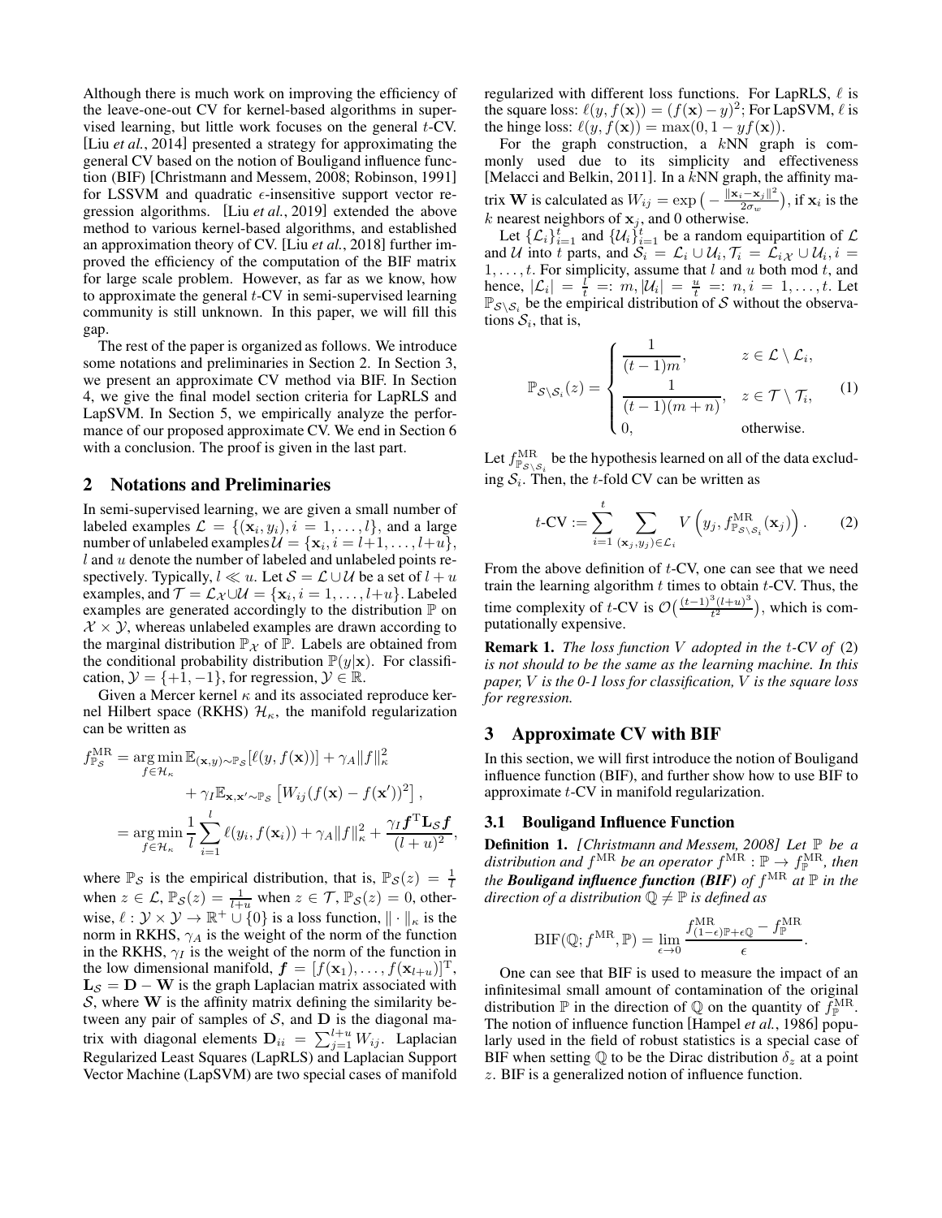Although there is much work on improving the efficiency of the leave-one-out CV for kernel-based algorithms in supervised learning, but little work focuses on the general $t$-CV. [Liu *et al.*, 2014] presented a strategy for approximating the general CV based on the notion of Bouligand influence function (BIF) [Christmann and Messem, 2008; Robinson, 1991] for LSSVM and quadratic $\epsilon$-insensitive support vector regression algorithms. [Liu *et al.*, 2019] extended the above method to various kernel-based algorithms, and established an approximation theory of CV. [Liu *et al.*, 2018] further improved the efficiency of the computation of the BIF matrix for large scale problem. However, as far as we know, how to approximate the general $t$-CV in semi-supervised learning community is still unknown. In this paper, we will fill this gap.

The rest of the paper is organized as follows. We introduce some notations and preliminaries in Section 2. In Section 3, we present an approximate CV method via BIF. In Section 4, we give the final model section criteria for LapRLS and LapSVM. In Section 5, we empirically analyze the performance of our proposed approximate CV. We end in Section 6 with a conclusion. The proof is given in the last part.

## 2 Notations and Preliminaries

In semi-supervised learning, we are given a small number of labeled examples $\mathcal{L} = \{(\mathbf{x}_i, y_i), i = 1, \ldots, l\}$, and a large number of unlabeled examples $\mathcal{U} = \{\mathbf{x}_i, i = l+1, \ldots, l+u\}$, $l$ and $u$ denote the number of labeled and unlabeled points respectively. Typically, $l \ll u$. Let $\mathcal{S} = \mathcal{L} \cup \mathcal{U}$ be a set of $l + u$ examples, and $\mathcal{T} = \mathcal{L}_{\mathcal{X}} \cup \mathcal{U} = \{\mathbf{x}_i, i = 1, \ldots, l+u\}$. Labeled examples are generated accordingly to the distribution $\mathbb{P}$ on $\mathcal{X} \times \mathcal{Y}$, whereas unlabeled examples are drawn according to the marginal distribution $\mathbb{P}_{\mathcal{X}}$ of $\mathbb{P}$. Labels are obtained from the conditional probability distribution $\mathbb{P}(y|\mathbf{x})$. For classification, $\mathcal{Y} = \{+1, -1\}$, for regression, $\mathcal{Y} \in \mathbb{R}$.

Given a Mercer kernel $\kappa$ and its associated reproduce kernel Hilbert space (RKHS) $\mathcal{H}_\kappa$, the manifold regularization can be written as

$$
\begin{aligned}
f_{\mathbb{P}_{\mathcal{S}}}^{\mathrm{MR}} &= \operatorname*{arg\,min}_{f \in \mathcal{H}_\kappa} \mathbb{E}_{(\mathbf{x},y)\sim \mathbb{P}_{\mathcal{S}}}[\ell(y, f(\mathbf{x}))] + \gamma_A \|f\|_\kappa^2 \\
&\quad + \gamma_I \mathbb{E}_{\mathbf{x},\mathbf{x}' \sim \mathbb{P}_{\mathcal{S}}}\left[W_{ij}(f(\mathbf{x}) - f(\mathbf{x}'))^2\right], \\
&= \operatorname*{arg\,min}_{f \in \mathcal{H}_\kappa} \frac{1}{l} \sum_{i=1}^{l} \ell(y_i, f(\mathbf{x}_i)) + \gamma_A \|f\|_\kappa^2 + \frac{\gamma_I \boldsymbol{f}^{\mathrm{T}} \mathbf{L}_{\mathcal{S}} \boldsymbol{f}}{(l+u)^2},
\end{aligned}
$$

where $\mathbb{P}_{\mathcal{S}}$ is the empirical distribution, that is, $\mathbb{P}_{\mathcal{S}}(z) = \frac{1}{l}$ when $z \in \mathcal{L}$, $\mathbb{P}_{\mathcal{S}}(z) = \frac{1}{l+u}$ when $z \in \mathcal{T}$, $\mathbb{P}_{\mathcal{S}}(z) = 0$, otherwise, $\ell : \mathcal{Y} \times \mathcal{Y} \to \mathbb{R}^+ \cup \{0\}$ is a loss function, $\|\cdot\|_\kappa$ is the norm in RKHS, $\gamma_A$ is the weight of the norm of the function in the RKHS, $\gamma_I$ is the weight of the norm of the function in the low dimensional manifold, $\boldsymbol{f} = [f(\mathbf{x}_1), \ldots, f(\mathbf{x}_{l+u})]^{\mathrm{T}}$, $\mathbf{L}_{\mathcal{S}} = \mathbf{D} - \mathbf{W}$ is the graph Laplacian matrix associated with $\mathcal{S}$, where $\mathbf{W}$ is the affinity matrix defining the similarity between any pair of samples of $\mathcal{S}$, and $\mathbf{D}$ is the diagonal matrix with diagonal elements $\mathbf{D}_{ii} = \sum_{j=1}^{l+u} W_{ij}$. Laplacian Regularized Least Squares (LapRLS) and Laplacian Support Vector Machine (LapSVM) are two special cases of manifold regularized with different loss functions. For LapRLS, $\ell$ is the square loss: $\ell(y, f(\mathbf{x})) = (f(\mathbf{x}) - y)^2$; For LapSVM, $\ell$ is the hinge loss: $\ell(y, f(\mathbf{x})) = \max(0, 1 - yf(\mathbf{x}))$.

For the graph construction, a $k$NN graph is commonly used due to its simplicity and effectiveness [Melacci and Belkin, 2011]. In a $k$NN graph, the affinity matrix $\mathbf{W}$ is calculated as $W_{ij} = \exp\left(-\frac{\|\mathbf{x}_i - \mathbf{x}_j\|^2}{2\sigma_w}\right)$, if $\mathbf{x}_i$ is the $k$ nearest neighbors of $\mathbf{x}_j$, and 0 otherwise.

Let $\{\mathcal{L}_i\}_{i=1}^t$ and $\{\mathcal{U}_i\}_{i=1}^t$ be a random equipartition of $\mathcal{L}$ and $\mathcal{U}$ into $t$ parts, and $\mathcal{S}_i = \mathcal{L}_i \cup \mathcal{U}_i, \mathcal{T}_i = \mathcal{L}_{i\mathcal{X}} \cup \mathcal{U}_i, i = 1, \ldots, t$. For simplicity, assume that $l$ and $u$ both mod $t$, and hence, $|\mathcal{L}_i| = \frac{l}{t} =: m, |\mathcal{U}_i| = \frac{u}{t} =: n, i = 1, \ldots, t$. Let $\mathbb{P}_{\mathcal{S}\setminus\mathcal{S}_i}$ be the empirical distribution of $\mathcal{S}$ without the observations $\mathcal{S}_i$, that is,

$$
\mathbb{P}_{\mathcal{S}\setminus\mathcal{S}_i}(z) = \begin{cases} \dfrac{1}{(t-1)m}, & z \in \mathcal{L} \setminus \mathcal{L}_i, \\ \dfrac{1}{(t-1)(m+n)}, & z \in \mathcal{T} \setminus \mathcal{T}_i, \\ 0, & \text{otherwise.} \end{cases} \tag{1}
$$

Let $f_{\mathbb{P}_{\mathcal{S}\setminus\mathcal{S}_i}}^{\mathrm{MR}}$ be the hypothesis learned on all of the data excluding $\mathcal{S}_i$. Then, the $t$-fold CV can be written as

$$
t\text{-CV} := \sum_{i=1}^{t} \sum_{(\mathbf{x}_j, y_j) \in \mathcal{L}_i} V\left(y_j, f_{\mathbb{P}_{\mathcal{S}\setminus\mathcal{S}_i}}^{\mathrm{MR}}(\mathbf{x}_j)\right). \tag{2}
$$

From the above definition of $t$-CV, one can see that we need train the learning algorithm $t$ times to obtain $t$-CV. Thus, the time complexity of $t$-CV is $\mathcal{O}\left(\frac{(t-1)^3(l+u)^3}{t^2}\right)$, which is computationally expensive.

**Remark 1.** *The loss function $V$ adopted in the $t$-CV of (2) is not should to be the same as the learning machine. In this paper, $V$ is the 0-1 loss for classification, $V$ is the square loss for regression.*

## 3 Approximate CV with BIF

In this section, we will first introduce the notion of Bouligand influence function (BIF), and further show how to use BIF to approximate $t$-CV in manifold regularization.

### 3.1 Bouligand Influence Function

**Definition 1.** *[Christmann and Messem, 2008] Let $\mathbb{P}$ be a distribution and $f^{\mathrm{MR}}$ be an operator $f^{\mathrm{MR}} : \mathbb{P} \to f_{\mathbb{P}}^{\mathrm{MR}}$, then the **Bouligand influence function (BIF)** of $f^{\mathrm{MR}}$ at $\mathbb{P}$ in the direction of a distribution $\mathbb{Q} \neq \mathbb{P}$ is defined as*

$$
\mathrm{BIF}(\mathbb{Q}; f^{\mathrm{MR}}, \mathbb{P}) = \lim_{\epsilon \to 0} \frac{f_{(1-\epsilon)\mathbb{P}+\epsilon\mathbb{Q}}^{\mathrm{MR}} - f_{\mathbb{P}}^{\mathrm{MR}}}{\epsilon}.
$$

One can see that BIF is used to measure the impact of an infinitesimal small amount of contamination of the original distribution $\mathbb{P}$ in the direction of $\mathbb{Q}$ on the quantity of $f_{\mathbb{P}}^{\mathrm{MR}}$. The notion of influence function [Hampel *et al.*, 1986] popularly used in the field of robust statistics is a special case of BIF when setting $\mathbb{Q}$ to be the Dirac distribution $\delta_z$ at a point $z$. BIF is a generalized notion of influence function.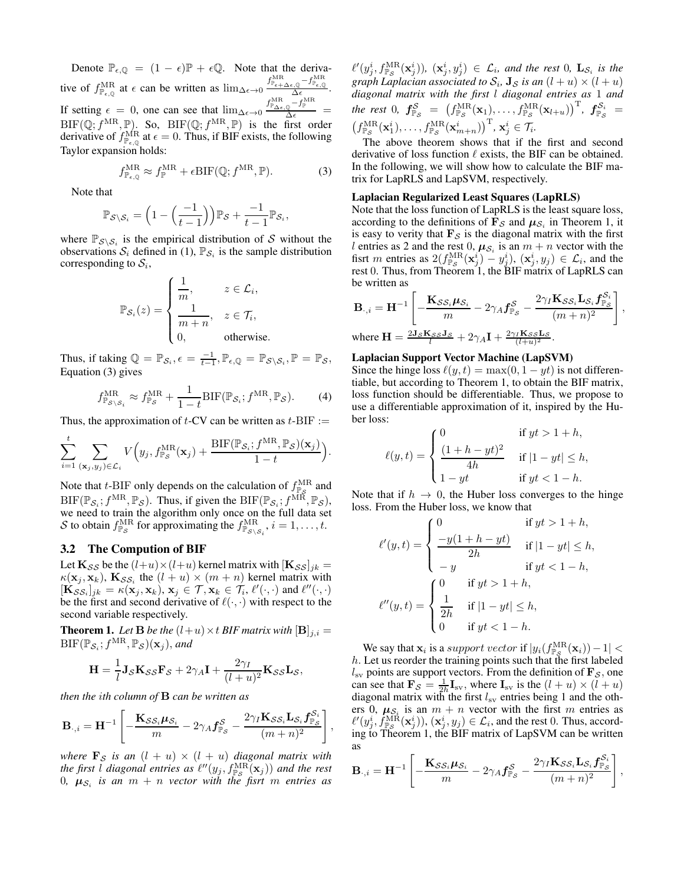Denote $\mathbb{P}_{\epsilon,\mathbb{Q}} = (1-\epsilon)\mathbb{P} + \epsilon\mathbb{Q}$. Note that the derivative of $f^{\mathrm{MR}}_{\mathbb{P}_{\epsilon,\mathbb{Q}}}$ at $\epsilon$ can be written as $\lim_{\Delta\epsilon\to 0}\frac{f^{\mathrm{MR}}_{\mathbb{P}_{\epsilon+\Delta\epsilon,\mathbb{Q}}} - f^{\mathrm{MR}}_{\mathbb{P}_{\epsilon,\mathbb{Q}}}}{\Delta\epsilon}$. If setting $\epsilon = 0$, one can see that $\lim_{\Delta\epsilon\to 0}\frac{f^{\mathrm{MR}}_{\mathbb{P}_{\Delta\epsilon,\mathbb{Q}}} - f^{\mathrm{MR}}_{\mathbb{P}}}{\Delta\epsilon} = \mathrm{BIF}(\mathbb{Q}; f^{\mathrm{MR}}, \mathbb{P})$. So, $\mathrm{BIF}(\mathbb{Q}; f^{\mathrm{MR}}, \mathbb{P})$ is the first order derivative of $f^{\mathrm{MR}}_{\mathbb{P}_{\epsilon,\mathbb{Q}}}$ at $\epsilon = 0$. Thus, if BIF exists, the following Taylor expansion holds:

$$f^{\mathrm{MR}}_{\mathbb{P}_{\epsilon,\mathbb{Q}}} \approx f^{\mathrm{MR}}_{\mathbb{P}} + \epsilon \mathrm{BIF}(\mathbb{Q}; f^{\mathrm{MR}}, \mathbb{P}). \tag{3}$$

Note that

$$\mathbb{P}_{\mathcal{S}\setminus\mathcal{S}_i} = \Big(1 - \Big(\frac{-1}{t-1}\Big)\Big)\mathbb{P}_{\mathcal{S}} + \frac{-1}{t-1}\mathbb{P}_{\mathcal{S}_i},$$

where $\mathbb{P}_{\mathcal{S}\setminus\mathcal{S}_i}$ is the empirical distribution of $\mathcal{S}$ without the observations $\mathcal{S}_i$ defined in (1), $\mathbb{P}_{\mathcal{S}_i}$ is the sample distribution corresponding to $\mathcal{S}_i$,

$$\mathbb{P}_{\mathcal{S}_i}(z) = \begin{cases} \dfrac{1}{m}, & z \in \mathcal{L}_i, \\ \dfrac{1}{m+n}, & z \in \mathcal{T}_i, \\ 0, & \text{otherwise.} \end{cases}$$

Thus, if taking $\mathbb{Q} = \mathbb{P}_{\mathcal{S}_i}, \epsilon = \frac{-1}{t-1}, \mathbb{P}_{\epsilon,\mathbb{Q}} = \mathbb{P}_{\mathcal{S}\setminus\mathcal{S}_i}, \mathbb{P} = \mathbb{P}_{\mathcal{S}}$, Equation (3) gives

$$f^{\mathrm{MR}}_{\mathbb{P}_{\mathcal{S}\setminus\mathcal{S}_i}} \approx f^{\mathrm{MR}}_{\mathbb{P}_{\mathcal{S}}} + \frac{1}{1-t}\mathrm{BIF}(\mathbb{P}_{\mathcal{S}_i}; f^{\mathrm{MR}}, \mathbb{P}_{\mathcal{S}}). \tag{4}$$

Thus, the approximation of $t$-CV can be written as $t$-BIF :=

$$\sum_{i=1}^{t}\sum_{(\mathbf{x}_j,y_j)\in\mathcal{L}_i} V\Big(y_j, f^{\mathrm{MR}}_{\mathbb{P}_{\mathcal{S}}}(\mathbf{x}_j) + \frac{\mathrm{BIF}(\mathbb{P}_{\mathcal{S}_i}; f^{\mathrm{MR}}, \mathbb{P}_{\mathcal{S}})(\mathbf{x}_j)}{1-t}\Big).$$

Note that $t$-BIF only depends on the calculation of $f^{\mathrm{MR}}_{\mathbb{P}_{\mathcal{S}}}$ and $\mathrm{BIF}(\mathbb{P}_{\mathcal{S}_i}; f^{\mathrm{MR}}, \mathbb{P}_{\mathcal{S}})$. Thus, if given the $\mathrm{BIF}(\mathbb{P}_{\mathcal{S}_i}; f^{\mathrm{MR}}, \mathbb{P}_{\mathcal{S}})$, we need to train the algorithm only once on the full data set $\mathcal{S}$ to obtain $f^{\mathrm{MR}}_{\mathbb{P}_{\mathcal{S}}}$ for approximating the $f^{\mathrm{MR}}_{\mathbb{P}_{\mathcal{S}\setminus\mathcal{S}_i}}, i = 1, \ldots, t$.

## 3.2 The Compution of BIF

Let $\mathbf{K}_{\mathcal{S}\mathcal{S}}$ be the $(l+u)\times(l+u)$ kernel matrix with $[\mathbf{K}_{\mathcal{S}\mathcal{S}}]_{jk} = \kappa(\mathbf{x}_j, \mathbf{x}_k)$, $\mathbf{K}_{\mathcal{S}\mathcal{S}_i}$ the $(l+u)\times(m+n)$ kernel matrix with $[\mathbf{K}_{\mathcal{S}\mathcal{S}_i}]_{jk} = \kappa(\mathbf{x}_j, \mathbf{x}_k)$, $\mathbf{x}_j \in \mathcal{T}, \mathbf{x}_k \in \mathcal{T}_i$, $\ell'(\cdot,\cdot)$ and $\ell''(\cdot,\cdot)$ be the first and second derivative of $\ell(\cdot,\cdot)$ with respect to the second variable respectively.

**Theorem 1.** *Let $\mathbf{B}$ be the $(l+u)\times t$ BIF matrix with $[\mathbf{B}]_{j,i} = \mathrm{BIF}(\mathbb{P}_{\mathcal{S}_i}; f^{\mathrm{MR}}, \mathbb{P}_{\mathcal{S}})(\mathbf{x}_j)$, and*

$$\mathbf{H} = \frac{1}{l}\mathbf{J}_{\mathcal{S}}\mathbf{K}_{\mathcal{S}\mathcal{S}}\mathbf{F}_{\mathcal{S}} + 2\gamma_A\mathbf{I} + \frac{2\gamma_I}{(l+u)^2}\mathbf{K}_{\mathcal{S}\mathcal{S}}\mathbf{L}_{\mathcal{S}},$$

*then the $i$th column of $\mathbf{B}$ can be written as*

$$\mathbf{B}_{\cdot,i} = \mathbf{H}^{-1}\left[-\frac{\mathbf{K}_{\mathcal{S}\mathcal{S}_i}\boldsymbol{\mu}_{\mathcal{S}_i}}{m} - 2\gamma_A \boldsymbol{f}^{\mathcal{S}}_{\mathbb{P}_{\mathcal{S}}} - \frac{2\gamma_I\mathbf{K}_{\mathcal{S}\mathcal{S}_i}\mathbf{L}_{\mathcal{S}_i}\boldsymbol{f}^{\mathcal{S}_i}_{\mathbb{P}_{\mathcal{S}}}}{(m+n)^2}\right],$$

*where $\mathbf{F}_{\mathcal{S}}$ is an $(l+u)\times(l+u)$ diagonal matrix with the first $l$ diagonal entries as $\ell''(y_j, f^{\mathrm{MR}}_{\mathbb{P}_{\mathcal{S}}}(\mathbf{x}_j))$ and the rest 0, $\boldsymbol{\mu}_{\mathcal{S}_i}$ is an $m+n$ vector with the fisrt $m$ entries as $\ell'(y^i_j, f^{\mathrm{MR}}_{\mathbb{P}_{\mathcal{S}}}(\mathbf{x}^i_j))$, $(\mathbf{x}^i_j, y^i_j) \in \mathcal{L}_i$, and the rest 0, $\mathbf{L}_{\mathcal{S}_i}$ is the graph Laplacian associated to $\mathcal{S}_i$, $\mathbf{J}_{\mathcal{S}}$ is an $(l+u)\times(l+u)$ diagonal matrix with the first $l$ diagonal entries as 1 and the rest 0, $\boldsymbol{f}^{\mathcal{S}}_{\mathbb{P}_{\mathcal{S}}} = \big(f^{\mathrm{MR}}_{\mathbb{P}_{\mathcal{S}}}(\mathbf{x}_1), \ldots, f^{\mathrm{MR}}_{\mathbb{P}_{\mathcal{S}}}(\mathbf{x}_{l+u})\big)^{\mathrm{T}}$, $\boldsymbol{f}^{\mathcal{S}_i}_{\mathbb{P}_{\mathcal{S}}} = \big(f^{\mathrm{MR}}_{\mathbb{P}_{\mathcal{S}}}(\mathbf{x}^i_1), \ldots, f^{\mathrm{MR}}_{\mathbb{P}_{\mathcal{S}}}(\mathbf{x}^i_{m+n})\big)^{\mathrm{T}}$, $\mathbf{x}^i_j \in \mathcal{T}_i$.*

The above theorem shows that if the first and second derivative of loss function $\ell$ exists, the BIF can be obtained. In the following, we will show how to calculate the BIF matrix for LapRLS and LapSVM, respectively.

**Laplacian Regularized Least Squares (LapRLS)**

Note that the loss function of LapRLS is the least square loss, according to the definitions of $\mathbf{F}_{\mathcal{S}}$ and $\boldsymbol{\mu}_{\mathcal{S}_i}$ in Theorem 1, it is easy to verify that $\mathbf{F}_{\mathcal{S}}$ is the diagonal matrix with the first $l$ entries as 2 and the rest 0, $\boldsymbol{\mu}_{\mathcal{S}_i}$ is an $m+n$ vector with the fisrt $m$ entries as $2(f^{\mathrm{MR}}_{\mathbb{P}_{\mathcal{S}}}(\mathbf{x}^i_j) - y^i_j)$, $(\mathbf{x}^i_j, y_j) \in \mathcal{L}_i$, and the rest 0. Thus, from Theorem 1, the BIF matrix of LapRLS can be written as

$$\mathbf{B}_{\cdot,i} = \mathbf{H}^{-1}\left[-\frac{\mathbf{K}_{\mathcal{S}\mathcal{S}_i}\boldsymbol{\mu}_{\mathcal{S}_i}}{m} - 2\gamma_A \boldsymbol{f}^{\mathcal{S}}_{\mathbb{P}_{\mathcal{S}}} - \frac{2\gamma_I\mathbf{K}_{\mathcal{S}\mathcal{S}_i}\mathbf{L}_{\mathcal{S}_i}\boldsymbol{f}^{\mathcal{S}_i}_{\mathbb{P}_{\mathcal{S}}}}{(m+n)^2}\right],$$

where $\mathbf{H} = \frac{2\mathbf{J}_{\mathcal{S}}\mathbf{K}_{\mathcal{S}\mathcal{S}}\mathbf{J}_{\mathcal{S}}}{l} + 2\gamma_A\mathbf{I} + \frac{2\gamma_I\mathbf{K}_{\mathcal{S}\mathcal{S}}\mathbf{L}_{\mathcal{S}}}{(l+u)^2}$.

**Laplacian Support Vector Machine (LapSVM)**

Since the hinge loss $\ell(y,t) = \max(0, 1-yt)$ is not differentiable, but according to Theorem 1, to obtain the BIF matrix, loss function should be differentiable. Thus, we propose to use a differentiable approximation of it, inspired by the Huber loss:

$$\ell(y,t) = \begin{cases} 0 & \text{if } yt > 1+h, \\ \dfrac{(1+h-yt)^2}{4h} & \text{if } |1-yt| \le h, \\ 1-yt & \text{if } yt < 1-h. \end{cases}$$

Note that if $h \to 0$, the Huber loss converges to the hinge loss. From the Huber loss, we know that

$$\ell'(y,t) = \begin{cases} 0 & \text{if } yt > 1+h, \\ \dfrac{-y(1+h-yt)}{2h} & \text{if } |1-yt| \le h, \\ -y & \text{if } yt < 1-h, \end{cases}$$

$$\ell''(y,t) = \begin{cases} 0 & \text{if } yt > 1+h, \\ \dfrac{1}{2h} & \text{if } |1-yt| \le h, \\ 0 & \text{if } yt < 1-h. \end{cases}$$

We say that $\mathbf{x}_i$ is a *support vector* if $|y_i(f^{\mathrm{MR}}_{\mathbb{P}_{\mathcal{S}}}(\mathbf{x}_i)) - 1| < h$. Let us reorder the training points such that the first labeled $l_{\mathrm{sv}}$ points are support vectors. From the definition of $\mathbf{F}_{\mathcal{S}}$, one can see that $\mathbf{F}_{\mathcal{S}} = \frac{1}{2h}\mathbf{I}_{\mathrm{sv}}$, where $\mathbf{I}_{\mathrm{sv}}$ is the $(l+u)\times(l+u)$ diagonal matrix with the first $l_{\mathrm{sv}}$ entries being 1 and the others 0, $\boldsymbol{\mu}_{\mathcal{S}_i}$ is an $m+n$ vector with the first $m$ entries as $\ell'(y^i_j, f^{\mathrm{MR}}_{\mathbb{P}_{\mathcal{S}}}(\mathbf{x}^i_j))$, $(\mathbf{x}^i_j, y_j) \in \mathcal{L}_i$, and the rest 0. Thus, according to Theorem 1, the BIF matrix of LapSVM can be written as

$$\mathbf{B}_{\cdot,i} = \mathbf{H}^{-1}\left[-\frac{\mathbf{K}_{\mathcal{S}\mathcal{S}_i}\boldsymbol{\mu}_{\mathcal{S}_i}}{m} - 2\gamma_A \boldsymbol{f}^{\mathcal{S}}_{\mathbb{P}_{\mathcal{S}}} - \frac{2\gamma_I\mathbf{K}_{\mathcal{S}\mathcal{S}_i}\mathbf{L}_{\mathcal{S}_i}\boldsymbol{f}^{\mathcal{S}_i}_{\mathbb{P}_{\mathcal{S}}}}{(m+n)^2}\right],$$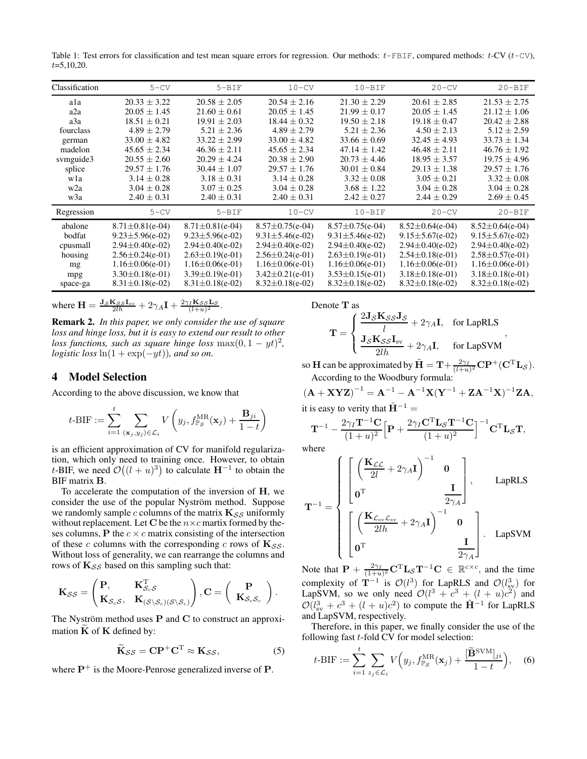Table 1: Test errors for classification and test mean square errors for regression. Our methods: $t$-FBIF, compared methods: $t$-CV ($t$-CV), $t$=5,10,20.

| Classification | 5-CV | 5-BIF | 10-CV | 10-BIF | 20-CV | 20-BIF |
|---|---|---|---|---|---|---|
| a1a | $20.33 \pm 3.22$ | $20.58 \pm 2.05$ | $20.54 \pm 2.16$ | $21.30 \pm 2.29$ | $20.61 \pm 2.85$ | $21.53 \pm 2.75$ |
| a2a | $20.05 \pm 1.45$ | $21.60 \pm 0.61$ | $20.05 \pm 1.45$ | $21.99 \pm 0.17$ | $20.05 \pm 1.45$ | $21.12 \pm 1.06$ |
| a3a | $18.51 \pm 0.21$ | $19.91 \pm 2.03$ | $18.44 \pm 0.32$ | $19.50 \pm 2.18$ | $19.18 \pm 0.47$ | $20.42 \pm 2.88$ |
| fourclass | $4.89 \pm 2.79$ | $5.21 \pm 2.36$ | $4.89 \pm 2.79$ | $5.21 \pm 2.36$ | $4.50 \pm 2.13$ | $5.12 \pm 2.59$ |
| german | $33.00 \pm 4.82$ | $33.22 \pm 2.99$ | $33.00 \pm 4.82$ | $33.66 \pm 0.69$ | $32.45 \pm 4.93$ | $33.73 \pm 1.34$ |
| madelon | $45.65 \pm 2.34$ | $46.36 \pm 2.11$ | $45.65 \pm 2.34$ | $47.14 \pm 1.42$ | $46.48 \pm 2.11$ | $46.76 \pm 1.92$ |
| svmguide3 | $20.55 \pm 2.60$ | $20.29 \pm 4.24$ | $20.38 \pm 2.90$ | $20.73 \pm 4.46$ | $18.95 \pm 3.57$ | $19.75 \pm 4.96$ |
| splice | $29.57 \pm 1.76$ | $30.44 \pm 1.07$ | $29.57 \pm 1.76$ | $30.01 \pm 0.84$ | $29.13 \pm 1.38$ | $29.57 \pm 1.76$ |
| w1a | $3.14 \pm 0.28$ | $3.18 \pm 0.31$ | $3.14 \pm 0.28$ | $3.32 \pm 0.08$ | $3.05 \pm 0.21$ | $3.32 \pm 0.08$ |
| w2a | $3.04 \pm 0.28$ | $3.07 \pm 0.25$ | $3.04 \pm 0.28$ | $3.68 \pm 1.22$ | $3.04 \pm 0.28$ | $3.04 \pm 0.28$ |
| w3a | $2.40 \pm 0.31$ | $2.40 \pm 0.31$ | $2.40 \pm 0.31$ | $2.42 \pm 0.27$ | $2.44 \pm 0.29$ | $2.69 \pm 0.45$ |
| **Regression** | **5-CV** | **5-BIF** | **10-CV** | **10-BIF** | **20-CV** | **20-BIF** |
| abalone | $8.71\pm0.81$(e-04) | $8.71\pm0.81$(e-04) | $8.57\pm0.75$(e-04) | $8.57\pm0.75$(e-04) | $8.52\pm0.64$(e-04) | $8.52\pm0.64$(e-04) |
| bodfat | $9.23\pm5.96$(e-02) | $9.23\pm5.96$(e-02) | $9.31\pm5.46$(e-02) | $9.31\pm5.46$(e-02) | $9.15\pm5.67$(e-02) | $9.15\pm5.67$(e-02) |
| cpusmall | $2.94\pm0.40$(e-02) | $2.94\pm0.40$(e-02) | $2.94\pm0.40$(e-02) | $2.94\pm0.40$(e-02) | $2.94\pm0.40$(e-02) | $2.94\pm0.40$(e-02) |
| housing | $2.56\pm0.24$(e-01) | $2.63\pm0.19$(e-01) | $2.56\pm0.24$(e-01) | $2.63\pm0.19$(e-01) | $2.54\pm0.18$(e-01) | $2.58\pm0.57$(e-01) |
| mg | $1.16\pm0.06$(e-01) | $1.16\pm0.06$(e-01) | $1.16\pm0.06$(e-01) | $1.16\pm0.06$(e-01) | $1.16\pm0.06$(e-01) | $1.16\pm0.06$(e-01) |
| mpg | $3.30\pm0.18$(e-01) | $3.39\pm0.19$(e-01) | $3.42\pm0.21$(e-01) | $3.53\pm0.15$(e-01) | $3.18\pm0.18$(e-01) | $3.18\pm0.18$(e-01) |
| space-ga | $8.31\pm0.18$(e-02) | $8.31\pm0.18$(e-02) | $8.32\pm0.18$(e-02) | $8.32\pm0.18$(e-02) | $8.32\pm0.18$(e-02) | $8.32\pm0.18$(e-02) |

where $\mathbf{H} = \frac{\mathbf{J}_\mathcal{S}\mathbf{K}_{\mathcal{S}\mathcal{S}}\mathbf{I}_{\text{sv}}}{2lh} + 2\gamma_A\mathbf{I} + \frac{2\gamma_I\mathbf{K}_{\mathcal{S}\mathcal{S}}\mathbf{L}_\mathcal{S}}{(l+u)^2}$.

**Remark 2.** *In this paper, we only consider the use of square loss and hinge loss, but it is easy to extend our result to other loss functions, such as square hinge loss* $\max(0, 1-yt)^2$*, logistic loss* $\ln(1+\exp(-yt))$*, and so on.*

## 4 Model Selection

According to the above discussion, we know that

$$t\text{-BIF} := \sum_{i=1}^{t}\sum_{(\mathbf{x}_j, y_j)\in\mathcal{L}_i} V\left(y_j, f_{\mathbb{P}_\mathcal{S}}^{\text{MR}}(\mathbf{x}_j) + \frac{\mathbf{B}_{ji}}{1-t}\right)$$

is an efficient approximation of CV for manifold regularization, which only need to training once. However, to obtain $t$-BIF, we need $\mathcal{O}\big((l+u)^3\big)$ to calculate $\mathbf{H}^{-1}$ to obtain the BIF matrix $\mathbf{B}$.

To accelerate the computation of the inversion of $\mathbf{H}$, we consider the use of the popular Nyström method. Suppose we randomly sample $c$ columns of the matrix $\mathbf{K}_{\mathcal{S}\mathcal{S}}$ uniformly without replacement. Let $\mathbf{C}$ be the $n\times c$ martix formed by theses columns, $\mathbf{P}$ the $c \times c$ matrix consisting of the intersection of these $c$ columns with the corresponding $c$ rows of $\mathbf{K}_{\mathcal{S}\mathcal{S}}$. Without loss of generality, we can rearrange the columns and rows of $\mathbf{K}_{\mathcal{S}\mathcal{S}}$ based on this sampling such that:

$$\mathbf{K}_{\mathcal{S}\mathcal{S}} = \begin{pmatrix} \mathbf{P}, & \mathbf{K}_{\mathcal{S}_c\mathcal{S}}^{\text{T}} \\ \mathbf{K}_{\mathcal{S}_c\mathcal{S}}, & \mathbf{K}_{(\mathcal{S}\setminus\mathcal{S}_c)(\mathcal{S}\setminus\mathcal{S}_c)} \end{pmatrix}, \mathbf{C} = \begin{pmatrix} \mathbf{P} \\ \mathbf{K}_{\mathcal{S}_c\mathcal{S}_c} \end{pmatrix}.$$

The Nyström method uses $\mathbf{P}$ and $\mathbf{C}$ to construct an approximation $\widetilde{\mathbf{K}}$ of $\mathbf{K}$ defined by:

$$\widetilde{\mathbf{K}}_{\mathcal{S}\mathcal{S}} = \mathbf{C}\mathbf{P}^{+}\mathbf{C}^{\text{T}} \approx \mathbf{K}_{\mathcal{S}\mathcal{S}}, \tag{5}$$

where $\mathbf{P}^{+}$ is the Moore-Penrose generalized inverse of $\mathbf{P}$.

Denote $\mathbf{T}$ as

$$\mathbf{T} = \begin{cases} \dfrac{2\mathbf{J}_\mathcal{S}\mathbf{K}_{\mathcal{S}\mathcal{S}}\mathbf{J}_\mathcal{S}}{l} + 2\gamma_A\mathbf{I}, & \text{for LapRLS} \\ \dfrac{\mathbf{J}_\mathcal{S}\mathbf{K}_{\mathcal{S}\mathcal{S}}\mathbf{I}_{\text{sv}}}{2lh} + 2\gamma_A\mathbf{I}, & \text{for LapSVM} \end{cases},$$

so $\mathbf{H}$ can be approximated by $\tilde{\mathbf{H}} = \mathbf{T} + \frac{2\gamma_I}{(l+u)^2}\mathbf{C}\mathbf{P}^{+}(\mathbf{C}^{\text{T}}\mathbf{L}_\mathcal{S})$.

According to the Woodbury formula:

$$(\mathbf{A}+\mathbf{X}\mathbf{Y}\mathbf{Z})^{-1} = \mathbf{A}^{-1} - \mathbf{A}^{-1}\mathbf{X}(\mathbf{Y}^{-1}+\mathbf{Z}\mathbf{A}^{-1}\mathbf{X})^{-1}\mathbf{Z}\mathbf{A},$$

it is easy to verity that $\tilde{\mathbf{H}}^{-1} =$

$$\mathbf{T}^{-1} - \frac{2\gamma_I\mathbf{T}^{-1}\mathbf{C}}{(1+u)^2}\Big[\mathbf{P} + \frac{2\gamma_I\mathbf{C}^{\text{T}}\mathbf{L}_\mathcal{S}\mathbf{T}^{-1}\mathbf{C}}{(1+u)^2}\Big]^{-1}\mathbf{C}^{\text{T}}\mathbf{L}_\mathcal{S}\mathbf{T},$$

where

$$\mathbf{T}^{-1} = \begin{cases} \begin{bmatrix} \left(\dfrac{\mathbf{K}_{\mathcal{L}\mathcal{L}}}{2l} + 2\gamma_A\mathbf{I}\right)^{-1} & \mathbf{0} \\ \mathbf{0}^{\text{T}} & \dfrac{\mathbf{I}}{2\gamma_A} \end{bmatrix}, & \text{LapRLS} \\ \begin{bmatrix} \left(\dfrac{\mathbf{K}_{\mathcal{L}_{\text{sv}}\mathcal{L}_{\text{sv}}}}{2lh} + 2\gamma_A\mathbf{I}\right)^{-1} & \mathbf{0} \\ \mathbf{0}^{\text{T}} & \dfrac{\mathbf{I}}{2\gamma_A} \end{bmatrix}. & \text{LapSVM} \end{cases}$$

Note that $\mathbf{P} + \frac{2\gamma_I}{(1+u)^2}\mathbf{C}^{\text{T}}\mathbf{L}_\mathcal{S}\mathbf{T}^{-1}\mathbf{C} \in \mathbb{R}^{c\times c}$, and the time complexity of $\mathbf{T}^{-1}$ is $\mathcal{O}(l^3)$ for LapRLS and $\mathcal{O}(l_{\text{sv}}^3)$ for LapSVM, so we only need $\mathcal{O}(l^3 + c^3 + (l+u)c^2)$ and $\mathcal{O}(l_{\text{sv}}^3 + c^3 + (l+u)c^2)$ to compute the $\tilde{\mathbf{H}}^{-1}$ for LapRLS and LapSVM, respectively.

Therefore, in this paper, we finally consider the use of the following fast $t$-fold CV for model selection:

$$t\text{-BIF} := \sum_{i=1}^{t}\sum_{z_j\in\mathcal{L}_i} V\Big(y_j, f_{\mathbb{P}_\mathcal{S}}^{\text{MR}}(\mathbf{x}_j) + \frac{[\widetilde{\mathbf{B}}^{\text{SVM}}]_{ji}}{1-t}\Big), \tag{6}$$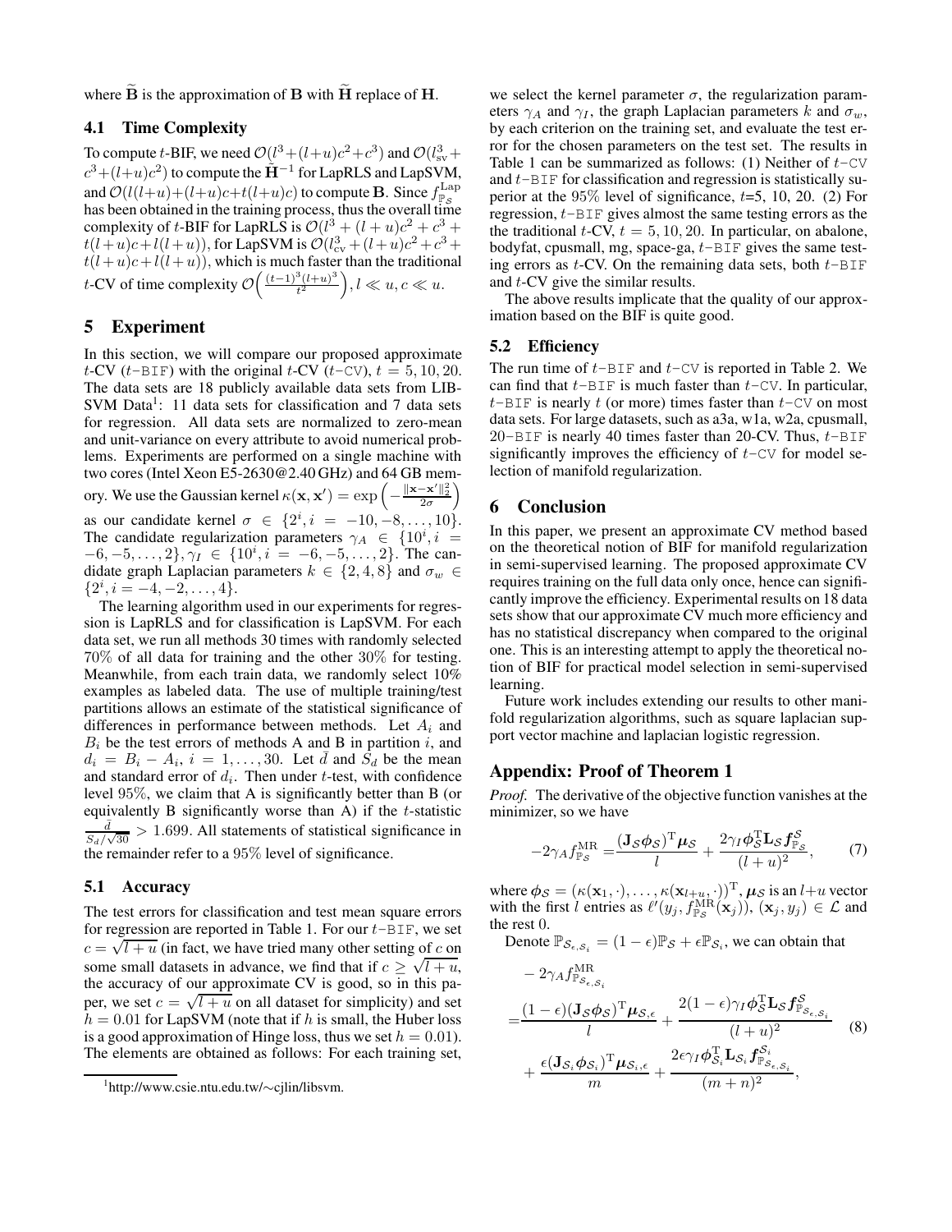where $\widetilde{\mathbf{B}}$ is the approximation of $\mathbf{B}$ with $\widetilde{\mathbf{H}}$ replace of $\mathbf{H}$.

### 4.1 Time Complexity

To compute $t$-BIF, we need $\mathcal{O}(l^3+(l+u)c^2+c^3)$ and $\mathcal{O}(l_{\text{sv}}^3+c^3+(l+u)c^2)$ to compute the $\widetilde{\mathbf{H}}^{-1}$ for LapRLS and LapSVM, and $\mathcal{O}(l(l+u)+(l+u)c+t(l+u)c)$ to compute $\mathbf{B}$. Since $f_{\mathbb{P}_\mathcal{S}}^{\text{Lap}}$ has been obtained in the training process, thus the overall time complexity of $t$-BIF for LapRLS is $\mathcal{O}(l^3+(l+u)c^2+c^3+t(l+u)c+l(l+u))$, for LapSVM is $\mathcal{O}(l_{\text{cv}}^3+(l+u)c^2+c^3+t(l+u)c+l(l+u))$, which is much faster than the traditional $t$-CV of time complexity $\mathcal{O}\Big(\frac{(t-1)^3(l+u)^3}{t^2}\Big), l \ll u, c \ll u$.

## 5 Experiment

In this section, we will compare our proposed approximate $t$-CV ($t$-BIF) with the original $t$-CV ($t$-CV), $t=5,10,20$. The data sets are 18 publicly available data sets from LIBSVM Data[1]: 11 data sets for classification and 7 data sets for regression. All data sets are normalized to zero-mean and unit-variance on every attribute to avoid numerical problems. Experiments are performed on a single machine with two cores (Intel Xeon E5-2630@2.40 GHz) and 64 GB memory. We use the Gaussian kernel $\kappa(\mathbf{x},\mathbf{x}')=\exp\Big(-\frac{\|\mathbf{x}-\mathbf{x}'\|_2^2}{2\sigma}\Big)$ as our candidate kernel $\sigma \in \{2^i, i=-10,-8,\ldots,10\}$. The candidate regularization parameters $\gamma_A \in \{10^i, i=-6,-5,\ldots,2\}, \gamma_I \in \{10^i, i=-6,-5,\ldots,2\}$. The candidate graph Laplacian parameters $k \in \{2,4,8\}$ and $\sigma_w \in \{2^i, i=-4,-2,\ldots,4\}$.

The learning algorithm used in our experiments for regression is LapRLS and for classification is LapSVM. For each data set, we run all methods 30 times with randomly selected 70% of all data for training and the other 30% for testing. Meanwhile, from each train data, we randomly select 10% examples as labeled data. The use of multiple training/test partitions allows an estimate of the statistical significance of differences in performance between methods. Let $A_i$ and $B_i$ be the test errors of methods A and B in partition $i$, and $d_i=B_i-A_i$, $i=1,\ldots,30$. Let $\bar{d}$ and $S_d$ be the mean and standard error of $d_i$. Then under $t$-test, with confidence level 95%, we claim that A is significantly better than B (or equivalently B significantly worse than A) if the $t$-statistic $\frac{\bar{d}}{S_d/\sqrt{30}} > 1.699$. All statements of statistical significance in the remainder refer to a 95% level of significance.

### 5.1 Accuracy

The test errors for classification and test mean square errors for regression are reported in Table 1. For our $t$-BIF, we set $c=\sqrt{l+u}$ (in fact, we have tried many other setting of $c$ on some small datasets in advance, we find that if $c \geq \sqrt{l+u}$, the accuracy of our approximate CV is good, so in this paper, we set $c=\sqrt{l+u}$ on all dataset for simplicity) and set $h=0.01$ for LapSVM (note that if $h$ is small, the Huber loss is a good approximation of Hinge loss, thus we set $h=0.01$). The elements are obtained as follows: For each training set, we select the kernel parameter $\sigma$, the regularization parameters $\gamma_A$ and $\gamma_I$, the graph Laplacian parameters $k$ and $\sigma_w$, by each criterion on the training set, and evaluate the test error for the chosen parameters on the test set. The results in Table 1 can be summarized as follows: (1) Neither of $t$-CV and $t$-BIF for classification and regression is statistically superior at the 95% level of significance, $t$=5, 10, 20. (2) For regression, $t$-BIF gives almost the same testing errors as the traditional $t$-CV, $t=5,10,20$. In particular, on abalone, bodyfat, cpusmall, mg, space-ga, $t$-BIF gives the same testing errors as $t$-CV. On the remaining data sets, both $t$-BIF and $t$-CV give the similar results.

The above results implicate that the quality of our approximation based on the BIF is quite good.

### 5.2 Efficiency

The run time of $t$-BIF and $t$-CV is reported in Table 2. We can find that $t$-BIF is much faster than $t$-CV. In particular, $t$-BIF is nearly $t$ (or more) times faster than $t$-CV on most data sets. For large datasets, such as a3a, w1a, w2a, cpusmall, 20-BIF is nearly 40 times faster than 20-CV. Thus, $t$-BIF significantly improves the efficiency of $t$-CV for model selection of manifold regularization.

## 6 Conclusion

In this paper, we present an approximate CV method based on the theoretical notion of BIF for manifold regularization in semi-supervised learning. The proposed approximate CV requires training on the full data only once, hence can significantly improve the efficiency. Experimental results on 18 data sets show that our approximate CV much more efficiency and has no statistical discrepancy when compared to the original one. This is an interesting attempt to apply the theoretical notion of BIF for practical model selection in semi-supervised learning.

Future work includes extending our results to other manifold regularization algorithms, such as square laplacian support vector machine and laplacian logistic regression.

## Appendix: Proof of Theorem 1

*Proof.* The derivative of the objective function vanishes at the minimizer, so we have

$$-2\gamma_A f_{\mathbb{P}_\mathcal{S}}^{\text{MR}} = \frac{(\mathbf{J}_\mathcal{S}\boldsymbol{\phi}_\mathcal{S})^{\text{T}}\boldsymbol{\mu}_\mathcal{S}}{l} + \frac{2\gamma_I \boldsymbol{\phi}_\mathcal{S}^{\text{T}}\mathbf{L}_\mathcal{S}\boldsymbol{f}_{\mathbb{P}_\mathcal{S}}^{\mathcal{S}}}{(l+u)^2}, \tag{7}$$

where $\boldsymbol{\phi}_\mathcal{S}=(\kappa(\mathbf{x}_1,\cdot),\ldots,\kappa(\mathbf{x}_{l+u},\cdot))^{\text{T}}$, $\boldsymbol{\mu}_\mathcal{S}$ is an $l+u$ vector with the first $l$ entries as $\ell'(y_j, f_{\mathbb{P}_\mathcal{S}}^{\text{MR}}(\mathbf{x}_j))$, $(\mathbf{x}_j,y_j)\in\mathcal{L}$ and the rest 0.

Denote $\mathbb{P}_{\mathcal{S}_\epsilon,\mathcal{S}_i}=(1-\epsilon)\mathbb{P}_\mathcal{S}+\epsilon\mathbb{P}_{\mathcal{S}_i}$, we can obtain that

$$\begin{aligned}
&-2\gamma_A f_{\mathbb{P}_{\mathcal{S}_\epsilon,\mathcal{S}_i}}^{\text{MR}} \\
=&\frac{(1-\epsilon)(\mathbf{J}_\mathcal{S}\boldsymbol{\phi}_\mathcal{S})^{\text{T}}\boldsymbol{\mu}_{\mathcal{S},\epsilon}}{l} + \frac{2(1-\epsilon)\gamma_I\boldsymbol{\phi}_\mathcal{S}^{\text{T}}\mathbf{L}_\mathcal{S}\boldsymbol{f}_{\mathbb{P}_{\mathcal{S}_\epsilon,\mathcal{S}_i}}^{\mathcal{S}}}{(l+u)^2} \\
&+\frac{\epsilon(\mathbf{J}_{\mathcal{S}_i}\boldsymbol{\phi}_{\mathcal{S}_i})^{\text{T}}\boldsymbol{\mu}_{\mathcal{S}_i,\epsilon}}{m} + \frac{2\epsilon\gamma_I\boldsymbol{\phi}_{\mathcal{S}_i}^{\text{T}}\mathbf{L}_{\mathcal{S}_i}\boldsymbol{f}_{\mathbb{P}_{\mathcal{S}_\epsilon,\mathcal{S}_i}}^{\mathcal{S}_i}}{(m+n)^2},
\end{aligned} \tag{8}$$

[1] http://www.csie.ntu.edu.tw/∼cjlin/libsvm.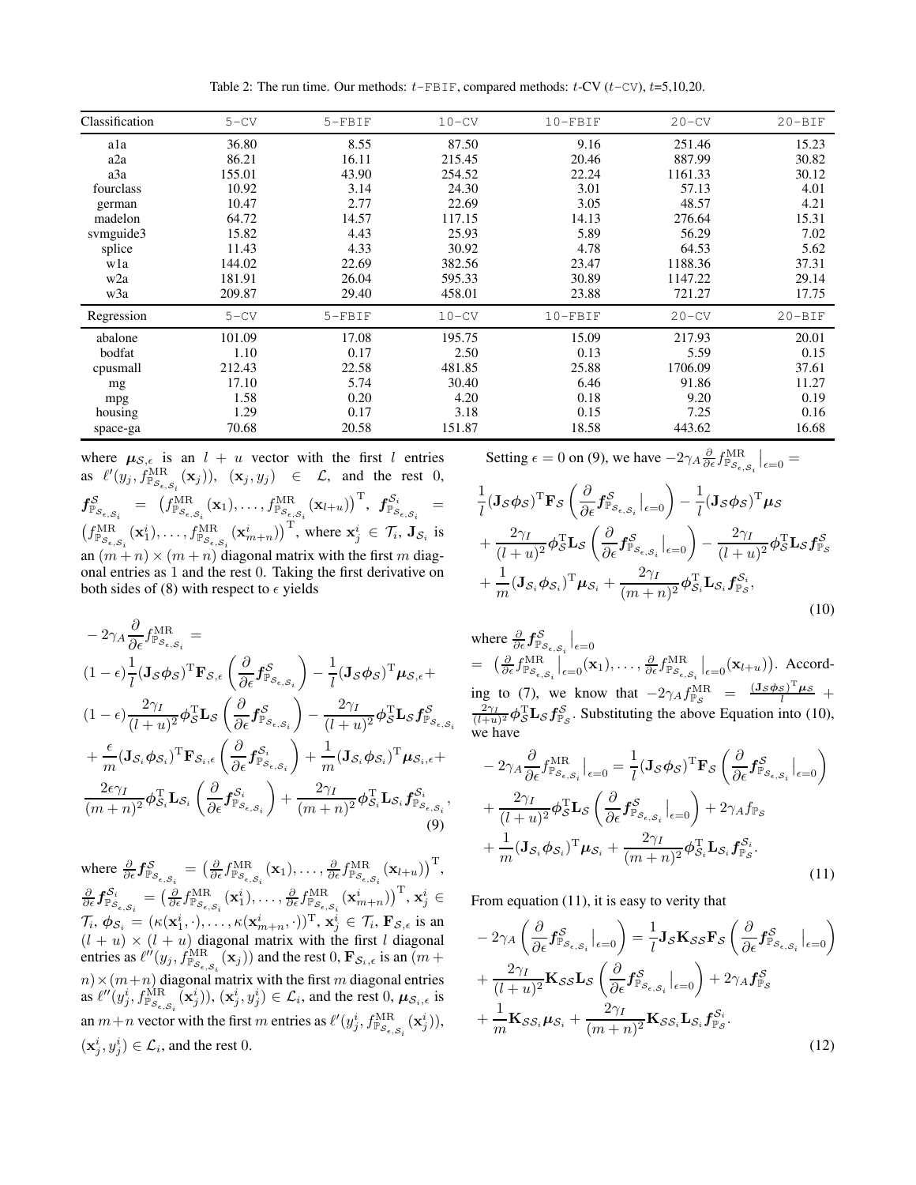Table 2: The run time. Our methods: $t$-FBIF, compared methods: $t$-CV ($t$-CV), $t$=5,10,20.

| Classification | 5-CV | 5-FBIF | 10-CV | 10-FBIF | 20-CV | 20-BIF |
|---|---|---|---|---|---|---|
| a1a | 36.80 | 8.55 | 87.50 | 9.16 | 251.46 | 15.23 |
| a2a | 86.21 | 16.11 | 215.45 | 20.46 | 887.99 | 30.82 |
| a3a | 155.01 | 43.90 | 254.52 | 22.24 | 1161.33 | 30.12 |
| fourclass | 10.92 | 3.14 | 24.30 | 3.01 | 57.13 | 4.01 |
| german | 10.47 | 2.77 | 22.69 | 3.05 | 48.57 | 4.21 |
| madelon | 64.72 | 14.57 | 117.15 | 14.13 | 276.64 | 15.31 |
| svmguide3 | 15.82 | 4.43 | 25.93 | 5.89 | 56.29 | 7.02 |
| splice | 11.43 | 4.33 | 30.92 | 4.78 | 64.53 | 5.62 |
| w1a | 144.02 | 22.69 | 382.56 | 23.47 | 1188.36 | 37.31 |
| w2a | 181.91 | 26.04 | 595.33 | 30.89 | 1147.22 | 29.14 |
| w3a | 209.87 | 29.40 | 458.01 | 23.88 | 721.27 | 17.75 |
| **Regression** | **5-CV** | **5-FBIF** | **10-CV** | **10-FBIF** | **20-CV** | **20-BIF** |
| abalone | 101.09 | 17.08 | 195.75 | 15.09 | 217.93 | 20.01 |
| bodfat | 1.10 | 0.17 | 2.50 | 0.13 | 5.59 | 0.15 |
| cpusmall | 212.43 | 22.58 | 481.85 | 25.88 | 1706.09 | 37.61 |
| mg | 17.10 | 5.74 | 30.40 | 6.46 | 91.86 | 11.27 |
| mpg | 1.58 | 0.20 | 4.20 | 0.18 | 9.20 | 0.19 |
| housing | 1.29 | 0.17 | 3.18 | 0.15 | 7.25 | 0.16 |
| space-ga | 70.68 | 20.58 | 151.87 | 18.58 | 443.62 | 16.68 |

where $\boldsymbol{\mu}_{\mathcal{S},\epsilon}$ is an $l+u$ vector with the first $l$ entries as $\ell'(y_j, f^{\mathrm{MR}}_{\mathbb{P}_{\mathcal{S}_{\epsilon,\mathcal{S}_i}}}(\mathbf{x}_j))$, $(\mathbf{x}_j, y_j) \in \mathcal{L}$, and the rest 0, $\boldsymbol{f}^{\mathcal{S}}_{\mathbb{P}_{\mathcal{S}_{\epsilon,\mathcal{S}_i}}} = \left(f^{\mathrm{MR}}_{\mathbb{P}_{\mathcal{S}_{\epsilon,\mathcal{S}_i}}}(\mathbf{x}_1), \ldots, f^{\mathrm{MR}}_{\mathbb{P}_{\mathcal{S}_{\epsilon,\mathcal{S}_i}}}(\mathbf{x}_{l+u})\right)^{\mathrm{T}}$, $\boldsymbol{f}^{\mathcal{S}_i}_{\mathbb{P}_{\mathcal{S}_{\epsilon,\mathcal{S}_i}}} = \left(f^{\mathrm{MR}}_{\mathbb{P}_{\mathcal{S}_{\epsilon,\mathcal{S}_i}}}(\mathbf{x}^i_1), \ldots, f^{\mathrm{MR}}_{\mathbb{P}_{\mathcal{S}_{\epsilon,\mathcal{S}_i}}}(\mathbf{x}^i_{m+n})\right)^{\mathrm{T}}$, where $\mathbf{x}^i_j \in \mathcal{T}_i$, $\mathbf{J}_{\mathcal{S}_i}$ is an $(m+n)\times(m+n)$ diagonal matrix with the first $m$ diagonal entries as 1 and the rest 0. Taking the first derivative on both sides of (8) with respect to $\epsilon$ yields

$$
\begin{aligned}
&-2\gamma_A \frac{\partial}{\partial \epsilon} f^{\mathrm{MR}}_{\mathbb{P}_{\mathcal{S}_{\epsilon,\mathcal{S}_i}}} = \\
&(1-\epsilon)\frac{1}{l}(\mathbf{J}_{\mathcal{S}}\boldsymbol{\phi}_{\mathcal{S}})^{\mathrm{T}}\mathbf{F}_{\mathcal{S},\epsilon}\left(\frac{\partial}{\partial \epsilon}\boldsymbol{f}^{\mathcal{S}}_{\mathbb{P}_{\mathcal{S}_{\epsilon,\mathcal{S}_i}}}\right) - \frac{1}{l}(\mathbf{J}_{\mathcal{S}}\boldsymbol{\phi}_{\mathcal{S}})^{\mathrm{T}}\boldsymbol{\mu}_{\mathcal{S},\epsilon} + \\
&(1-\epsilon)\frac{2\gamma_I}{(l+u)^2}\boldsymbol{\phi}_{\mathcal{S}}^{\mathrm{T}}\mathbf{L}_{\mathcal{S}}\left(\frac{\partial}{\partial \epsilon}\boldsymbol{f}^{\mathcal{S}}_{\mathbb{P}_{\mathcal{S}_{\epsilon,\mathcal{S}_i}}}\right) - \frac{2\gamma_I}{(l+u)^2}\boldsymbol{\phi}_{\mathcal{S}}^{\mathrm{T}}\mathbf{L}_{\mathcal{S}}\boldsymbol{f}^{\mathcal{S}}_{\mathbb{P}_{\mathcal{S}_{\epsilon,\mathcal{S}_i}}} \\
&+\frac{\epsilon}{m}(\mathbf{J}_{\mathcal{S}_i}\boldsymbol{\phi}_{\mathcal{S}_i})^{\mathrm{T}}\mathbf{F}_{\mathcal{S}_i,\epsilon}\left(\frac{\partial}{\partial \epsilon}\boldsymbol{f}^{\mathcal{S}_i}_{\mathbb{P}_{\mathcal{S}_{\epsilon,\mathcal{S}_i}}}\right) + \frac{1}{m}(\mathbf{J}_{\mathcal{S}_i}\boldsymbol{\phi}_{\mathcal{S}_i})^{\mathrm{T}}\boldsymbol{\mu}_{\mathcal{S}_i,\epsilon} + \\
&\frac{2\epsilon\gamma_I}{(m+n)^2}\boldsymbol{\phi}_{\mathcal{S}_i}^{\mathrm{T}}\mathbf{L}_{\mathcal{S}_i}\left(\frac{\partial}{\partial \epsilon}\boldsymbol{f}^{\mathcal{S}_i}_{\mathbb{P}_{\mathcal{S}_{\epsilon,\mathcal{S}_i}}}\right) + \frac{2\gamma_I}{(m+n)^2}\boldsymbol{\phi}_{\mathcal{S}_i}^{\mathrm{T}}\mathbf{L}_{\mathcal{S}_i}\boldsymbol{f}^{\mathcal{S}_i}_{\mathbb{P}_{\mathcal{S}_{\epsilon,\mathcal{S}_i}}},
\end{aligned}
\tag{9}
$$

where $\frac{\partial}{\partial \epsilon}\boldsymbol{f}^{\mathcal{S}}_{\mathbb{P}_{\mathcal{S}_{\epsilon,\mathcal{S}_i}}} = \left(\frac{\partial}{\partial \epsilon}f^{\mathrm{MR}}_{\mathbb{P}_{\mathcal{S}_{\epsilon,\mathcal{S}_i}}}(\mathbf{x}_1), \ldots, \frac{\partial}{\partial \epsilon}f^{\mathrm{MR}}_{\mathbb{P}_{\mathcal{S}_{\epsilon,\mathcal{S}_i}}}(\mathbf{x}_{l+u})\right)^{\mathrm{T}}$, $\frac{\partial}{\partial \epsilon}\boldsymbol{f}^{\mathcal{S}_i}_{\mathbb{P}_{\mathcal{S}_{\epsilon,\mathcal{S}_i}}} = \left(\frac{\partial}{\partial \epsilon}f^{\mathrm{MR}}_{\mathbb{P}_{\mathcal{S}_{\epsilon,\mathcal{S}_i}}}(\mathbf{x}^i_1), \ldots, \frac{\partial}{\partial \epsilon}f^{\mathrm{MR}}_{\mathbb{P}_{\mathcal{S}_{\epsilon,\mathcal{S}_i}}}(\mathbf{x}^i_{m+n})\right)^{\mathrm{T}}$, $\mathbf{x}^i_j \in \mathcal{T}_i$, $\boldsymbol{\phi}_{\mathcal{S}_i} = (\kappa(\mathbf{x}^i_1,\cdot), \ldots, \kappa(\mathbf{x}^i_{m+n},\cdot))^{\mathrm{T}}$, $\mathbf{x}^i_j \in \mathcal{T}_i$, $\mathbf{F}_{\mathcal{S},\epsilon}$ is an $(l+u)\times(l+u)$ diagonal matrix with the first $l$ diagonal entries as $\ell''(y_j, f^{\mathrm{MR}}_{\mathbb{P}_{\mathcal{S}_{\epsilon,\mathcal{S}_i}}}(\mathbf{x}_j))$ and the rest 0, $\mathbf{F}_{\mathcal{S}_i,\epsilon}$ is an $(m+n)\times(m+n)$ diagonal matrix with the first $m$ diagonal entries as $\ell''(y^i_j, f^{\mathrm{MR}}_{\mathbb{P}_{\mathcal{S}_{\epsilon,\mathcal{S}_i}}}(\mathbf{x}^i_j))$, $(\mathbf{x}^i_j, y^i_j) \in \mathcal{L}_i$, and the rest 0, $\boldsymbol{\mu}_{\mathcal{S}_i,\epsilon}$ is an $m+n$ vector with the first $m$ entries as $\ell'(y^i_j, f^{\mathrm{MR}}_{\mathbb{P}_{\mathcal{S}_{\epsilon,\mathcal{S}_i}}}(\mathbf{x}^i_j))$, $(\mathbf{x}^i_j, y^i_j) \in \mathcal{L}_i$, and the rest 0.

Setting $\epsilon = 0$ on (9), we have $-2\gamma_A \frac{\partial}{\partial \epsilon} f^{\mathrm{MR}}_{\mathbb{P}_{\mathcal{S}_{\epsilon,\mathcal{S}_i}}}\big|_{\epsilon=0} =$

$$
\begin{aligned}
&\frac{1}{l}(\mathbf{J}_{\mathcal{S}}\boldsymbol{\phi}_{\mathcal{S}})^{\mathrm{T}}\mathbf{F}_{\mathcal{S}}\left(\frac{\partial}{\partial \epsilon}\boldsymbol{f}^{\mathcal{S}}_{\mathbb{P}_{\mathcal{S}_{\epsilon,\mathcal{S}_i}}}\big|_{\epsilon=0}\right) - \frac{1}{l}(\mathbf{J}_{\mathcal{S}}\boldsymbol{\phi}_{\mathcal{S}})^{\mathrm{T}}\boldsymbol{\mu}_{\mathcal{S}} \\
&+\frac{2\gamma_I}{(l+u)^2}\boldsymbol{\phi}_{\mathcal{S}}^{\mathrm{T}}\mathbf{L}_{\mathcal{S}}\left(\frac{\partial}{\partial \epsilon}\boldsymbol{f}^{\mathcal{S}}_{\mathbb{P}_{\mathcal{S}_{\epsilon,\mathcal{S}_i}}}\big|_{\epsilon=0}\right) - \frac{2\gamma_I}{(l+u)^2}\boldsymbol{\phi}_{\mathcal{S}}^{\mathrm{T}}\mathbf{L}_{\mathcal{S}}\boldsymbol{f}^{\mathcal{S}}_{\mathbb{P}_{\mathcal{S}}} \\
&+\frac{1}{m}(\mathbf{J}_{\mathcal{S}_i}\boldsymbol{\phi}_{\mathcal{S}_i})^{\mathrm{T}}\boldsymbol{\mu}_{\mathcal{S}_i} + \frac{2\gamma_I}{(m+n)^2}\boldsymbol{\phi}_{\mathcal{S}_i}^{\mathrm{T}}\mathbf{L}_{\mathcal{S}_i}\boldsymbol{f}^{\mathcal{S}_i}_{\mathbb{P}_{\mathcal{S}}},
\end{aligned}
\tag{10}
$$

where $\frac{\partial}{\partial \epsilon}\boldsymbol{f}^{\mathcal{S}}_{\mathbb{P}_{\mathcal{S}_{\epsilon,\mathcal{S}_i}}}\big|_{\epsilon=0} = \left(\frac{\partial}{\partial \epsilon}f^{\mathrm{MR}}_{\mathbb{P}_{\mathcal{S}_{\epsilon,\mathcal{S}_i}}}\big|_{\epsilon=0}(\mathbf{x}_1), \ldots, \frac{\partial}{\partial \epsilon}f^{\mathrm{MR}}_{\mathbb{P}_{\mathcal{S}_{\epsilon,\mathcal{S}_i}}}\big|_{\epsilon=0}(\mathbf{x}_{l+u})\right)$. According to (7), we know that $-2\gamma_A f^{\mathrm{MR}}_{\mathbb{P}_{\mathcal{S}}} = \frac{(\mathbf{J}_{\mathcal{S}}\boldsymbol{\phi}_{\mathcal{S}})^{\mathrm{T}}\boldsymbol{\mu}_{\mathcal{S}}}{l} + \frac{2\gamma_I}{(l+u)^2}\boldsymbol{\phi}_{\mathcal{S}}^{\mathrm{T}}\mathbf{L}_{\mathcal{S}}\boldsymbol{f}^{\mathcal{S}}_{\mathbb{P}_{\mathcal{S}}}$. Substituting the above Equation into (10), we have

$$
\begin{aligned}
&-2\gamma_A \frac{\partial}{\partial \epsilon} f^{\mathrm{MR}}_{\mathbb{P}_{\mathcal{S}_{\epsilon,\mathcal{S}_i}}}\big|_{\epsilon=0} = \frac{1}{l}(\mathbf{J}_{\mathcal{S}}\boldsymbol{\phi}_{\mathcal{S}})^{\mathrm{T}}\mathbf{F}_{\mathcal{S}}\left(\frac{\partial}{\partial \epsilon}\boldsymbol{f}^{\mathcal{S}}_{\mathbb{P}_{\mathcal{S}_{\epsilon,\mathcal{S}_i}}}\big|_{\epsilon=0}\right) \\
&+\frac{2\gamma_I}{(l+u)^2}\boldsymbol{\phi}_{\mathcal{S}}^{\mathrm{T}}\mathbf{L}_{\mathcal{S}}\left(\frac{\partial}{\partial \epsilon}\boldsymbol{f}^{\mathcal{S}}_{\mathbb{P}_{\mathcal{S}_{\epsilon,\mathcal{S}_i}}}\big|_{\epsilon=0}\right) + 2\gamma_A f_{\mathbb{P}_{\mathcal{S}}} \\
&+\frac{1}{m}(\mathbf{J}_{\mathcal{S}_i}\boldsymbol{\phi}_{\mathcal{S}_i})^{\mathrm{T}}\boldsymbol{\mu}_{\mathcal{S}_i} + \frac{2\gamma_I}{(m+n)^2}\boldsymbol{\phi}_{\mathcal{S}_i}^{\mathrm{T}}\mathbf{L}_{\mathcal{S}_i}\boldsymbol{f}^{\mathcal{S}_i}_{\mathbb{P}_{\mathcal{S}}}.
\end{aligned}
\tag{11}
$$

From equation (11), it is easy to verity that

$$
\begin{aligned}
&-2\gamma_A\left(\frac{\partial}{\partial \epsilon}\boldsymbol{f}^{\mathcal{S}}_{\mathbb{P}_{\mathcal{S}_{\epsilon,\mathcal{S}_i}}}\big|_{\epsilon=0}\right) = \frac{1}{l}\mathbf{J}_{\mathcal{S}}\mathbf{K}_{\mathcal{S}\mathcal{S}}\mathbf{F}_{\mathcal{S}}\left(\frac{\partial}{\partial \epsilon}\boldsymbol{f}^{\mathcal{S}}_{\mathbb{P}_{\mathcal{S}_{\epsilon,\mathcal{S}_i}}}\big|_{\epsilon=0}\right) \\
&+\frac{2\gamma_I}{(l+u)^2}\mathbf{K}_{\mathcal{S}\mathcal{S}}\mathbf{L}_{\mathcal{S}}\left(\frac{\partial}{\partial \epsilon}\boldsymbol{f}^{\mathcal{S}}_{\mathbb{P}_{\mathcal{S}_{\epsilon,\mathcal{S}_i}}}\big|_{\epsilon=0}\right) + 2\gamma_A \boldsymbol{f}^{\mathcal{S}}_{\mathbb{P}_{\mathcal{S}}} \\
&+\frac{1}{m}\mathbf{K}_{\mathcal{S}\mathcal{S}_i}\boldsymbol{\mu}_{\mathcal{S}_i} + \frac{2\gamma_I}{(m+n)^2}\mathbf{K}_{\mathcal{S}\mathcal{S}_i}\mathbf{L}_{\mathcal{S}_i}\boldsymbol{f}^{\mathcal{S}_i}_{\mathbb{P}_{\mathcal{S}}}.
\end{aligned}
\tag{12}
$$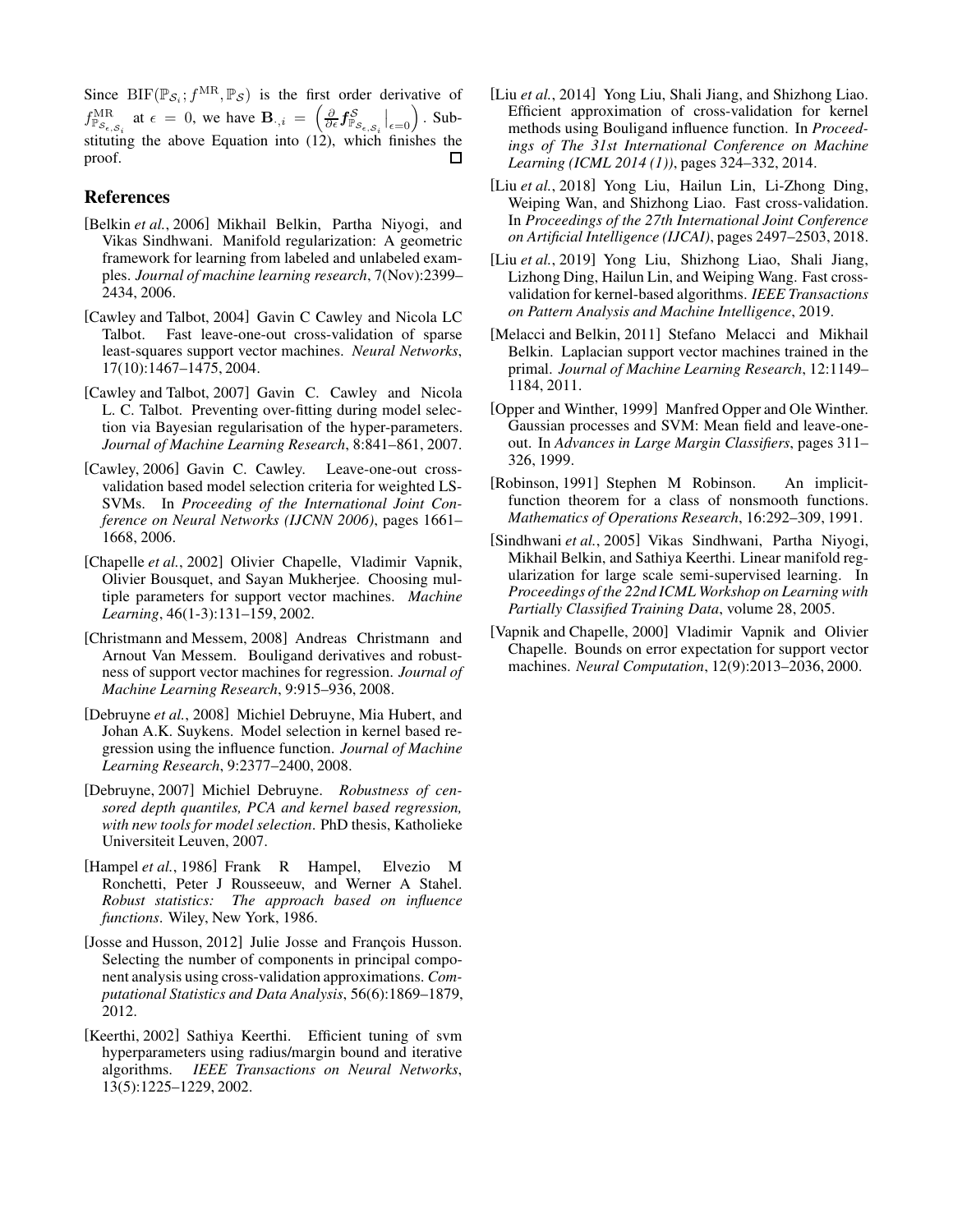Since $\text{BIF}(\mathbb{P}_{\mathcal{S}_i}; f^{\text{MR}}, \mathbb{P}_{\mathcal{S}})$ is the first order derivative of $f^{\text{MR}}_{\mathbb{P}_{\mathcal{S}_{\epsilon,\mathcal{S}_i}}}$ at $\epsilon = 0$, we have $\mathbf{B}_{\cdot,i} = \left(\frac{\partial}{\partial \epsilon} \boldsymbol{f}^{\mathcal{S}}_{\mathbb{P}_{\mathcal{S}_{\epsilon,\mathcal{S}_i}}} \big|_{\epsilon=0}\right)$. Substituting the above Equation into (12), which finishes the proof. □

## References

[Belkin *et al.*, 2006] Mikhail Belkin, Partha Niyogi, and Vikas Sindhwani. Manifold regularization: A geometric framework for learning from labeled and unlabeled examples. *Journal of machine learning research*, 7(Nov):2399–2434, 2006.

[Cawley and Talbot, 2004] Gavin C Cawley and Nicola LC Talbot. Fast leave-one-out cross-validation of sparse least-squares support vector machines. *Neural Networks*, 17(10):1467–1475, 2004.

[Cawley and Talbot, 2007] Gavin C. Cawley and Nicola L. C. Talbot. Preventing over-fitting during model selection via Bayesian regularisation of the hyper-parameters. *Journal of Machine Learning Research*, 8:841–861, 2007.

[Cawley, 2006] Gavin C. Cawley. Leave-one-out cross-validation based model selection criteria for weighted LS-SVMs. In *Proceeding of the International Joint Conference on Neural Networks (IJCNN 2006)*, pages 1661–1668, 2006.

[Chapelle *et al.*, 2002] Olivier Chapelle, Vladimir Vapnik, Olivier Bousquet, and Sayan Mukherjee. Choosing multiple parameters for support vector machines. *Machine Learning*, 46(1-3):131–159, 2002.

[Christmann and Messem, 2008] Andreas Christmann and Arnout Van Messem. Bouligand derivatives and robustness of support vector machines for regression. *Journal of Machine Learning Research*, 9:915–936, 2008.

[Debruyne *et al.*, 2008] Michiel Debruyne, Mia Hubert, and Johan A.K. Suykens. Model selection in kernel based regression using the influence function. *Journal of Machine Learning Research*, 9:2377–2400, 2008.

[Debruyne, 2007] Michiel Debruyne. *Robustness of censored depth quantiles, PCA and kernel based regression, with new tools for model selection*. PhD thesis, Katholieke Universiteit Leuven, 2007.

[Hampel *et al.*, 1986] Frank R Hampel, Elvezio M Ronchetti, Peter J Rousseeuw, and Werner A Stahel. *Robust statistics: The approach based on influence functions*. Wiley, New York, 1986.

[Josse and Husson, 2012] Julie Josse and François Husson. Selecting the number of components in principal component analysis using cross-validation approximations. *Computational Statistics and Data Analysis*, 56(6):1869–1879, 2012.

[Keerthi, 2002] Sathiya Keerthi. Efficient tuning of svm hyperparameters using radius/margin bound and iterative algorithms. *IEEE Transactions on Neural Networks*, 13(5):1225–1229, 2002.

[Liu *et al.*, 2014] Yong Liu, Shali Jiang, and Shizhong Liao. Efficient approximation of cross-validation for kernel methods using Bouligand influence function. In *Proceedings of The 31st International Conference on Machine Learning (ICML 2014 (1))*, pages 324–332, 2014.

[Liu *et al.*, 2018] Yong Liu, Hailun Lin, Li-Zhong Ding, Weiping Wan, and Shizhong Liao. Fast cross-validation. In *Proceedings of the 27th International Joint Conference on Artificial Intelligence (IJCAI)*, pages 2497–2503, 2018.

[Liu *et al.*, 2019] Yong Liu, Shizhong Liao, Shali Jiang, Lizhong Ding, Hailun Lin, and Weiping Wang. Fast cross-validation for kernel-based algorithms. *IEEE Transactions on Pattern Analysis and Machine Intelligence*, 2019.

[Melacci and Belkin, 2011] Stefano Melacci and Mikhail Belkin. Laplacian support vector machines trained in the primal. *Journal of Machine Learning Research*, 12:1149–1184, 2011.

[Opper and Winther, 1999] Manfred Opper and Ole Winther. Gaussian processes and SVM: Mean field and leave-one-out. In *Advances in Large Margin Classifiers*, pages 311–326, 1999.

[Robinson, 1991] Stephen M Robinson. An implicit-function theorem for a class of nonsmooth functions. *Mathematics of Operations Research*, 16:292–309, 1991.

[Sindhwani *et al.*, 2005] Vikas Sindhwani, Partha Niyogi, Mikhail Belkin, and Sathiya Keerthi. Linear manifold regularization for large scale semi-supervised learning. In *Proceedings of the 22nd ICML Workshop on Learning with Partially Classified Training Data*, volume 28, 2005.

[Vapnik and Chapelle, 2000] Vladimir Vapnik and Olivier Chapelle. Bounds on error expectation for support vector machines. *Neural Computation*, 12(9):2013–2036, 2000.